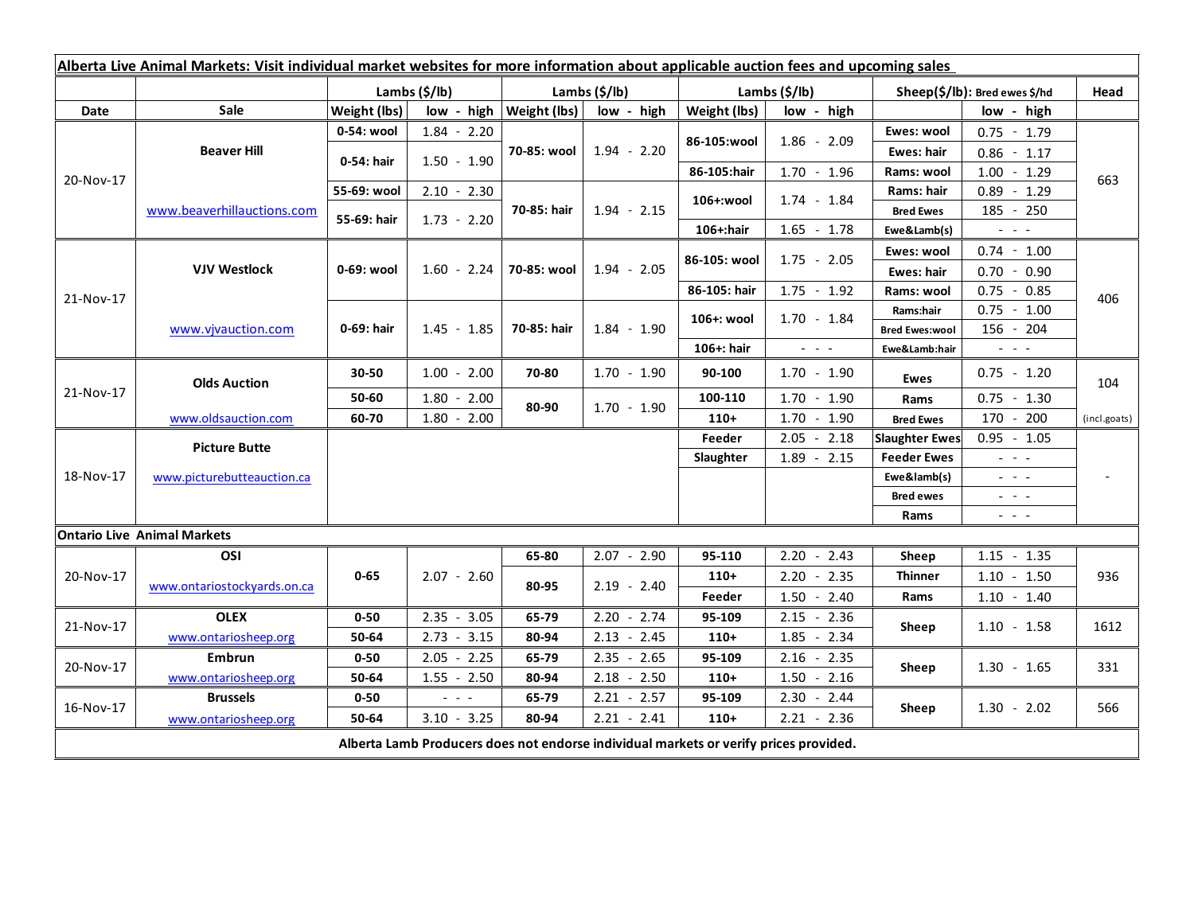**Alberta Live Animal Markets: Visit individual market websites for more information about applicable auction fees and upcoming sales**

| Date | Sale | Lambs ($/lb) Weight (lbs) | low - high | Lambs ($/lb) Weight (lbs) | low - high | Lambs ($/lb) Weight (lbs) | low - high | Sheep($/lb): Bred ewes $/hd | low - high | Head |
|---|---|---|---|---|---|---|---|---|---|---|
| 20-Nov-17 | Beaver Hill | 0-54: wool | 1.84 - 2.20 | 70-85: wool | 1.94 - 2.20 | 86-105:wool | 1.86 - 2.09 | Ewes: wool | 0.75 - 1.79 | 663 |
| | | 0-54: hair | 1.50 - 1.90 | | | | | Ewes: hair | 0.86 - 1.17 | |
| | | | | | | 86-105:hair | 1.70 - 1.96 | Rams: wool | 1.00 - 1.29 | |
| | | 55-69: wool | 2.10 - 2.30 | 70-85: hair | 1.94 - 2.15 | 106+:wool | 1.74 - 1.84 | Rams: hair | 0.89 - 1.29 | |
| | www.beaverhillauctions.com | 55-69: hair | 1.73 - 2.20 | | | | | Bred Ewes | 185 - 250 | |
| | | | | | | 106+:hair | 1.65 - 1.78 | Ewe&Lamb(s) | - - - | |
| 21-Nov-17 | VJV Westlock | 0-69: wool | 1.60 - 2.24 | 70-85: wool | 1.94 - 2.05 | 86-105: wool | 1.75 - 2.05 | Ewes: wool | 0.74 - 1.00 | 406 |
| | | | | | | | | Ewes: hair | 0.70 - 0.90 | |
| | | | | | | 86-105: hair | 1.75 - 1.92 | Rams: wool | 0.75 - 0.85 | |
| | www.vjvauction.com | 0-69: hair | 1.45 - 1.85 | 70-85: hair | 1.84 - 1.90 | 106+: wool | 1.70 - 1.84 | Rams:hair | 0.75 - 1.00 | |
| | | | | | | | | Bred Ewes:wool | 156 - 204 | |
| | | | | | | 106+: hair | - - - | Ewe&Lamb:hair | - - - | |
| 21-Nov-17 | Olds Auction | 30-50 | 1.00 - 2.00 | 70-80 | 1.70 - 1.90 | 90-100 | 1.70 - 1.90 | Ewes | 0.75 - 1.20 | 104 |
| | | 50-60 | 1.80 - 2.00 | 80-90 | 1.70 - 1.90 | 100-110 | 1.70 - 1.90 | Rams | 0.75 - 1.30 | |
| | www.oldsauction.com | 60-70 | 1.80 - 2.00 | | | 110+ | 1.70 - 1.90 | Bred Ewes | 170 - 200 | (incl.goats) |
| 18-Nov-17 | Picture Butte | | | | | Feeder | 2.05 - 2.18 | Slaughter Ewes | 0.95 - 1.05 | - |
| | www.picturebutteauction.ca | | | | | Slaughter | 1.89 - 2.15 | Feeder Ewes | - - - | |
| | | | | | | | | Ewe&lamb(s) | - - - | |
| | | | | | | | | Bred ewes | - - - | |
| | | | | | | | | Rams | - - - | |
| **Ontario Live Animal Markets** | | | | | | | | | | |
| 20-Nov-17 | OSI | 0-65 | 2.07 - 2.60 | 65-80 | 2.07 - 2.90 | 95-110 | 2.20 - 2.43 | Sheep | 1.15 - 1.35 | 936 |
| | www.ontariostockyards.on.ca | | | 80-95 | 2.19 - 2.40 | 110+ | 2.20 - 2.35 | Thinner | 1.10 - 1.50 | |
| | | | | | | Feeder | 1.50 - 2.40 | Rams | 1.10 - 1.40 | |
| 21-Nov-17 | OLEX | 0-50 | 2.35 - 3.05 | 65-79 | 2.20 - 2.74 | 95-109 | 2.15 - 2.36 | Sheep | 1.10 - 1.58 | 1612 |
| | www.ontariosheep.org | 50-64 | 2.73 - 3.15 | 80-94 | 2.13 - 2.45 | 110+ | 1.85 - 2.34 | | | |
| 20-Nov-17 | Embrun | 0-50 | 2.05 - 2.25 | 65-79 | 2.35 - 2.65 | 95-109 | 2.16 - 2.35 | Sheep | 1.30 - 1.65 | 331 |
| | www.ontariosheep.org | 50-64 | 1.55 - 2.50 | 80-94 | 2.18 - 2.50 | 110+ | 1.50 - 2.16 | | | |
| 16-Nov-17 | Brussels | 0-50 | - - - | 65-79 | 2.21 - 2.57 | 95-109 | 2.30 - 2.44 | Sheep | 1.30 - 2.02 | 566 |
| | www.ontariosheep.org | 50-64 | 3.10 - 3.25 | 80-94 | 2.21 - 2.41 | 110+ | 2.21 - 2.36 | | | |

**Alberta Lamb Producers does not endorse individual markets or verify prices provided.**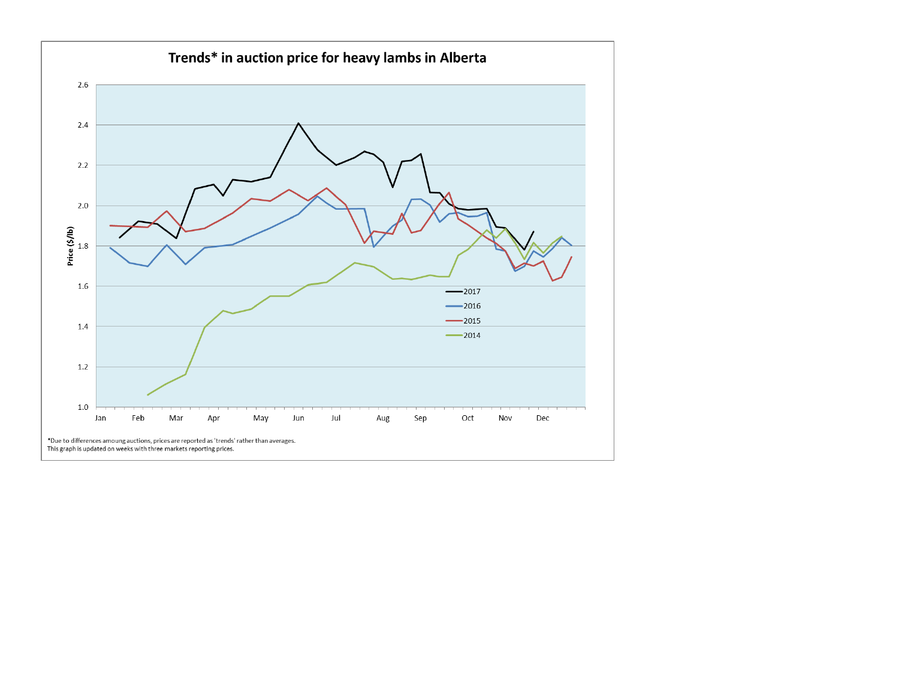# Trends* in auction price for heavy lambs in Alberta

Price ($/lb)

2.6
2.4
2.2
2.0
1.8
1.6
1.4
1.2
1.0

Jan Feb Mar Apr May Jun Jul Aug Sep Oct Nov Dec

2017
2016
2015
2014

*Due to differences amoung auctions, prices are reported as 'trends' rather than averages.
This graph is updated on weeks with three markets reporting prices.